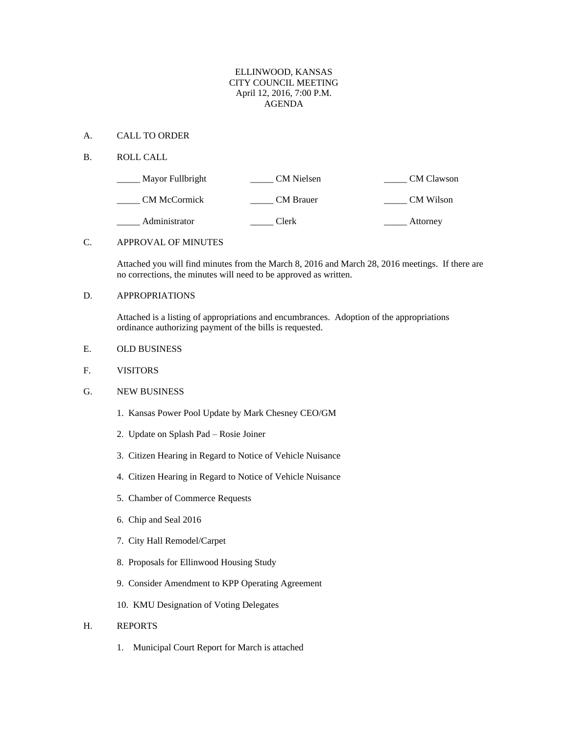ELLINWOOD, KANSAS
CITY COUNCIL MEETING
April 12, 2016, 7:00 P.M.
AGENDA

A. CALL TO ORDER

B. ROLL CALL

| | | |
|---|---|---|
| _____ Mayor Fullbright | _____ CM Nielsen | _____ CM Clawson |
| _____ CM McCormick | _____ CM Brauer | _____ CM Wilson |
| _____ Administrator | _____ Clerk | _____ Attorney |

C. APPROVAL OF MINUTES

Attached you will find minutes from the March 8, 2016 and March 28, 2016 meetings. If there are no corrections, the minutes will need to be approved as written.

D. APPROPRIATIONS

Attached is a listing of appropriations and encumbrances. Adoption of the appropriations ordinance authorizing payment of the bills is requested.

E. OLD BUSINESS

F. VISITORS

G. NEW BUSINESS

1. Kansas Power Pool Update by Mark Chesney CEO/GM
2. Update on Splash Pad – Rosie Joiner
3. Citizen Hearing in Regard to Notice of Vehicle Nuisance
4. Citizen Hearing in Regard to Notice of Vehicle Nuisance
5. Chamber of Commerce Requests
6. Chip and Seal 2016
7. City Hall Remodel/Carpet
8. Proposals for Ellinwood Housing Study
9. Consider Amendment to KPP Operating Agreement
10. KMU Designation of Voting Delegates

H. REPORTS

1. Municipal Court Report for March is attached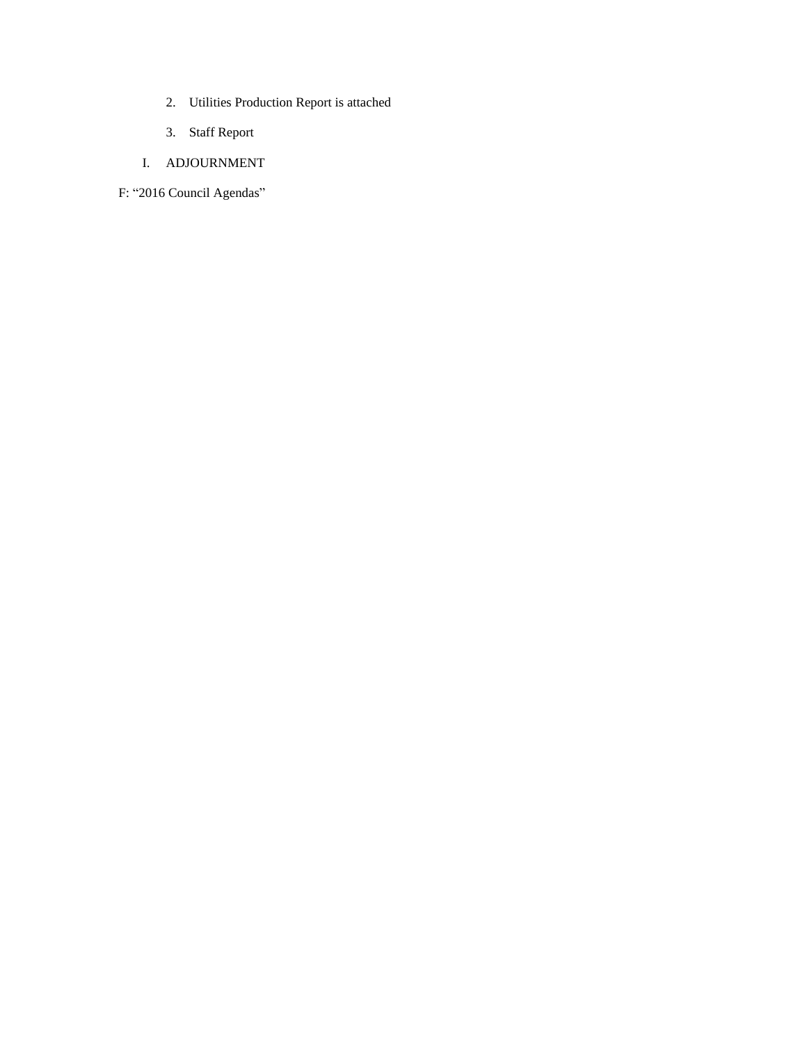2. Utilities Production Report is attached

3. Staff Report

I. ADJOURNMENT

F: "2016 Council Agendas"